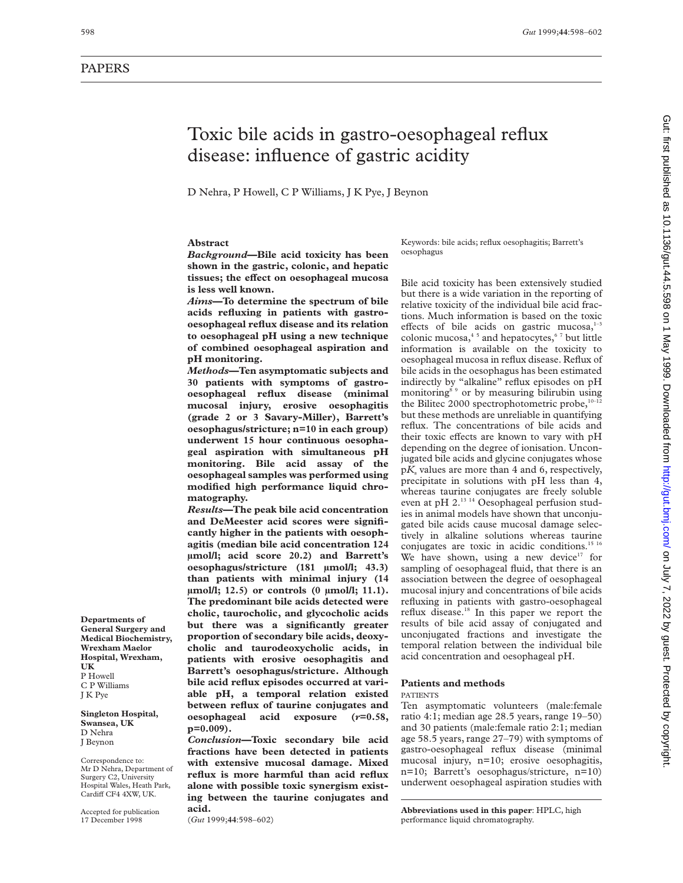PAPERS

# Toxic bile acids in gastro-oesophageal reflux disease: influence of gastric acidity

D Nehra, P Howell, C P Williams, J K Pye, J Beynon

## Abstract

***Background*—Bile acid toxicity has been shown in the gastric, colonic, and hepatic tissues; the effect on oesophageal mucosa is less well known.**

***Aims*—To determine the spectrum of bile acids refluxing in patients with gastro-oesophageal reflux disease and its relation to oesophageal pH using a new technique of combined oesophageal aspiration and pH monitoring.**

***Methods*—Ten asymptomatic subjects and 30 patients with symptoms of gastro-oesophageal reflux disease (minimal mucosal injury, erosive oesophagitis (grade 2 or 3 Savary-Miller), Barrett's oesophagus/stricture; n=10 in each group) underwent 15 hour continuous oesophageal aspiration with simultaneous pH monitoring. Bile acid assay of the oesophageal samples was performed using modified high performance liquid chromatography.**

***Results*—The peak bile acid concentration and DeMeester acid scores were significantly higher in the patients with oesophagitis (median bile acid concentration 124 µmol/l; acid score 20.2) and Barrett's oesophagus/stricture (181 µmol/l; 43.3) than patients with minimal injury (14 µmol/l; 12.5) or controls (0 µmol/l; 11.1). The predominant bile acids detected were cholic, taurocholic, and glycocholic acids but there was a significantly greater proportion of secondary bile acids, deoxycholic and taurodeoxycholic acids, in patients with erosive oesophagitis and Barrett's oesophagus/stricture. Although bile acid reflux episodes occurred at variable pH, a temporal relation existed between reflux of taurine conjugates and oesophageal acid exposure (*r*=0.58, p=0.009).**

***Conclusion*—Toxic secondary bile acid fractions have been detected in patients with extensive mucosal damage. Mixed reflux is more harmful than acid reflux alone with possible toxic synergism existing between the taurine conjugates and acid.**

(*Gut* 1999;**44**:598–602)

Keywords: bile acids; reflux oesophagitis; Barrett's oesophagus

Bile acid toxicity has been extensively studied but there is a wide variation in the reporting of relative toxicity of the individual bile acid fractions. Much information is based on the toxic effects of bile acids on gastric mucosa,[1–3] colonic mucosa,[4,5] and hepatocytes,[6,7] but little information is available on the toxicity to oesophageal mucosa in reflux disease. Reflux of bile acids in the oesophagus has been estimated indirectly by "alkaline" reflux episodes on pH monitoring[8,9] or by measuring bilirubin using the Bilitec 2000 spectrophotometric probe,[10–12] but these methods are unreliable in quantifying reflux. The concentrations of bile acids and their toxic effects are known to vary with pH depending on the degree of ionisation. Unconjugated bile acids and glycine conjugates whose $pK_a$ values are more than 4 and 6, respectively, precipitate in solutions with pH less than 4, whereas taurine conjugates are freely soluble even at pH 2.[13,14] Oesophageal perfusion studies in animal models have shown that unconjugated bile acids cause mucosal damage selectively in alkaline solutions whereas taurine conjugates are toxic in acidic conditions.[15,16] We have shown, using a new device[17] for sampling of oesophageal fluid, that there is an association between the degree of oesophageal mucosal injury and concentrations of bile acids refluxing in patients with gastro-oesophageal reflux disease.[18] In this paper we report the results of bile acid assay of conjugated and unconjugated fractions and investigate the temporal relation between the individual bile acid concentration and oesophageal pH.

## Patients and methods

### PATIENTS

Ten asymptomatic volunteers (male:female ratio 4:1; median age 28.5 years, range 19–50) and 30 patients (male:female ratio 2:1; median age 58.5 years, range 27–79) with symptoms of gastro-oesophageal reflux disease (minimal mucosal injury, n=10; erosive oesophagitis, n=10; Barrett's oesophagus/stricture, n=10) underwent oesophageal aspiration studies with

**Departments of General Surgery and Medical Biochemistry, Wrexham Maelor Hospital, Wrexham, UK**
P Howell
C P Williams
J K Pye

**Singleton Hospital, Swansea, UK**
D Nehra
J Beynon

Correspondence to: Mr D Nehra, Department of Surgery C2, University Hospital Wales, Heath Park, Cardiff CF4 4XW, UK.

Accepted for publication 17 December 1998

**Abbreviations used in this paper**: HPLC, high performance liquid chromatography.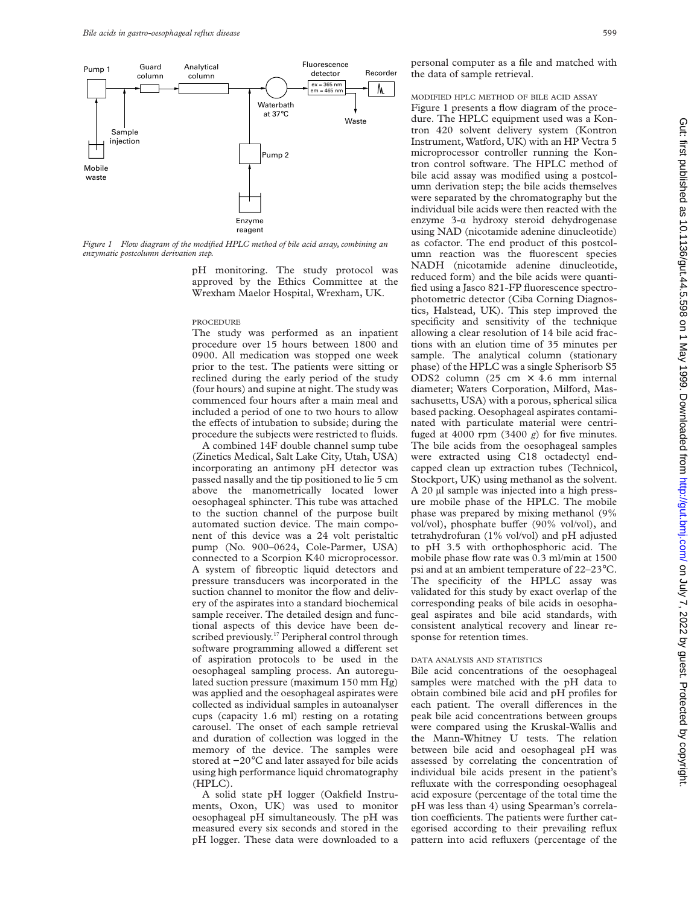Figure 1 Flow diagram of the modified HPLC method of bile acid assay, combining an enzymatic postcolumn derivation step.

pH monitoring. The study protocol was approved by the Ethics Committee at the Wrexham Maelor Hospital, Wrexham, UK.

### PROCEDURE

The study was performed as an inpatient procedure over 15 hours between 1800 and 0900. All medication was stopped one week prior to the test. The patients were sitting or reclined during the early period of the study (four hours) and supine at night. The study was commenced four hours after a main meal and included a period of one to two hours to allow the effects of intubation to subside; during the procedure the subjects were restricted to fluids.

A combined 14F double channel sump tube (Zinetics Medical, Salt Lake City, Utah, USA) incorporating an antimony pH detector was passed nasally and the tip positioned to lie 5 cm above the manometrically located lower oesophageal sphincter. This tube was attached to the suction channel of the purpose built automated suction device. The main component of this device was a 24 volt peristaltic pump (No. 900–0624, Cole-Parmer, USA) connected to a Scorpion K40 microprocessor. A system of fibreoptic liquid detectors and pressure transducers was incorporated in the suction channel to monitor the flow and delivery of the aspirates into a standard biochemical sample receiver. The detailed design and functional aspects of this device have been described previously.[17] Peripheral control through software programming allowed a different set of aspiration protocols to be used in the oesophageal sampling process. An autoregulated suction pressure (maximum 150 mm Hg) was applied and the oesophageal aspirates were collected as individual samples in autoanalyser cups (capacity 1.6 ml) resting on a rotating carousel. The onset of each sample retrieval and duration of collection was logged in the memory of the device. The samples were stored at −20°C and later assayed for bile acids using high performance liquid chromatography (HPLC).

A solid state pH logger (Oakfield Instruments, Oxon, UK) was used to monitor oesophageal pH simultaneously. The pH was measured every six seconds and stored in the pH logger. These data were downloaded to a personal computer as a file and matched with the data of sample retrieval.

### MODIFIED HPLC METHOD OF BILE ACID ASSAY

Figure 1 presents a flow diagram of the procedure. The HPLC equipment used was a Kontron 420 solvent delivery system (Kontron Instrument, Watford, UK) with an HP Vectra 5 microprocessor controller running the Kontron control software. The HPLC method of bile acid assay was modified using a postcolumn derivation step; the bile acids themselves were separated by the chromatography but the individual bile acids were then reacted with the enzyme 3-α hydroxy steroid dehydrogenase using NAD (nicotamide adenine dinucleotide) as cofactor. The end product of this postcolumn reaction was the fluorescent species NADH (nicotamide adenine dinucleotide, reduced form) and the bile acids were quantified using a Jasco 821-FP fluorescence spectrophotometric detector (Ciba Corning Diagnostics, Halstead, UK). This step improved the specificity and sensitivity of the technique allowing a clear resolution of 14 bile acid fractions with an elution time of 35 minutes per sample. The analytical column (stationary phase) of the HPLC was a single Spherisorb S5 ODS2 column (25 cm × 4.6 mm internal diameter; Waters Corporation, Milford, Massachusetts, USA) with a porous, spherical silica based packing. Oesophageal aspirates contaminated with particulate material were centrifuged at 4000 rpm (3400 *g*) for five minutes. The bile acids from the oesophageal samples were extracted using C18 octadectyl end-capped clean up extraction tubes (Technicol, Stockport, UK) using methanol as the solvent. A 20 µl sample was injected into a high pressure mobile phase of the HPLC. The mobile phase was prepared by mixing methanol (9% vol/vol), phosphate buffer (90% vol/vol), and tetrahydrofuran (1% vol/vol) and pH adjusted to pH 3.5 with orthophosphoric acid. The mobile phase flow rate was 0.3 ml/min at 1500 psi and at an ambient temperature of 22–23°C. The specificity of the HPLC assay was validated for this study by exact overlap of the corresponding peaks of bile acids in oesophageal aspirates and bile acid standards, with consistent analytical recovery and linear response for retention times.

### DATA ANALYSIS AND STATISTICS

Bile acid concentrations of the oesophageal samples were matched with the pH data to obtain combined bile acid and pH profiles for each patient. The overall differences in the peak bile acid concentrations between groups were compared using the Kruskal-Wallis and the Mann-Whitney U tests. The relation between bile acid and oesophageal pH was assessed by correlating the concentration of individual bile acids present in the patient's refluxate with the corresponding oesophageal acid exposure (percentage of the total time the pH was less than 4) using Spearman's correlation coefficients. The patients were further categorised according to their prevailing reflux pattern into acid refluxers (percentage of the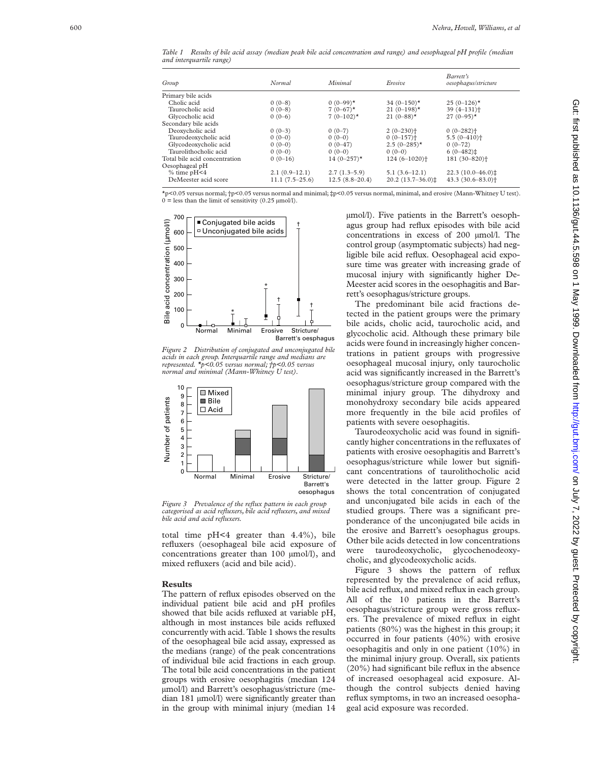*Table 1 Results of bile acid assay (median peak bile acid concentration and range) and oesophageal pH profile (median and interquartile range)*

| Group | Normal | Minimal | Erosive | Barrett's oesophagus/stricture |
|---|---|---|---|---|
| Primary bile acids | | | | |
| Cholic acid | 0 (0–8) | 0 (0–99)* | 34 (0–150)* | 25 (0–126)* |
| Taurocholic acid | 0 (0–8) | 7 (0–67)* | 21 (0–198)* | 39 (4–131)† |
| Glycocholic acid | 0 (0–6) | 7 (0–102)* | 21 (0–88)* | 27 (0–95)* |
| Secondary bile acids | | | | |
| Deoxycholic acid | 0 (0–3) | 0 (0–7) | 2 (0–230)† | 0 (0–282)† |
| Taurodeoxycholic acid | 0 (0–0) | 0 (0–0) | 0 (0–157)† | 5.5 (0–410)† |
| Glycodeoxycholic acid | 0 (0–0) | 0 (0–47) | 2.5 (0–285)* | 0 (0–72) |
| Taurolithocholic acid | 0 (0–0) | 0 (0–0) | 0 (0–0) | 6 (0–482)‡ |
| Total bile acid concentration | 0 (0–16) | 14 (0–257)* | 124 (6–1020)† | 181 (30–820)† |
| Oesophageal pH | | | | |
| % time pH<4 | 2.1 (0.9–12.1) | 2.7 (1.3–5.9) | 5.1 (3.6–12.1) | 22.3 (10.0–46.0)‡ |
| DeMeester acid score | 11.1 (7.5–25.6) | 12.5 (8.8–20.4) | 20.2 (13.7–36.0)‡ | 43.3 (30.6–83.0)† |

*p<0.05 versus normal; †p<0.05 versus normal and minimal; ‡p<0.05 versus normal, minimal, and erosive (Mann-Whitney U test). 0 = less than the limit of sensitivity (0.25 µmol/l).

*Figure 2 Distribution of conjugated and unconjugated bile acids in each group. Interquartile range and medians are represented. *p<0.05 versus normal; †p<0.05 versus normal and minimal (Mann-Whitney U test).*

*Figure 3 Prevalence of the reflux pattern in each group categorised as acid refluxers, bile acid refluxers, and mixed bile acid and acid refluxers.*

total time pH<4 greater than 4.4%), bile refluxers (oesophageal bile acid exposure of concentrations greater than 100 µmol/l), and mixed refluxers (acid and bile acid).

## Results

The pattern of reflux episodes observed on the individual patient bile acid and pH profiles showed that bile acids refluxed at variable pH, although in most instances bile acids refluxed concurrently with acid. Table 1 shows the results of the oesophageal bile acid assay, expressed as the medians (range) of the peak concentrations of individual bile acid fractions in each group. The total bile acid concentrations in the patient groups with erosive oesophagitis (median 124 µmol/l) and Barrett's oesophagus/stricture (median 181 µmol/l) were significantly greater than in the group with minimal injury (median 14 µmol/l). Five patients in the Barrett's oesophagus group had reflux episodes with bile acid concentrations in excess of 200 µmol/l. The control group (asymptomatic subjects) had negligible bile acid reflux. Oesophageal acid exposure time was greater with increasing grade of mucosal injury with significantly higher DeMeester acid scores in the oesophagitis and Barrett's oesophagus/stricture groups.

The predominant bile acid fractions detected in the patient groups were the primary bile acids, cholic acid, taurocholic acid, and glycocholic acid. Although these primary bile acids were found in increasingly higher concentrations in patient groups with progressive oesophageal mucosal injury, only taurocholic acid was significantly increased in the Barrett's oesophagus/stricture group compared with the minimal injury group. The dihydroxy and monohydroxy secondary bile acids appeared more frequently in the bile acid profiles of patients with severe oesophagitis.

Taurodeoxycholic acid was found in significantly higher concentrations in the refluxates of patients with erosive oesophagitis and Barrett's oesophagus/stricture while lower but significant concentrations of taurolithocholic acid were detected in the latter group. Figure 2 shows the total concentration of conjugated and unconjugated bile acids in each of the studied groups. There was a significant preponderance of the unconjugated bile acids in the erosive and Barrett's oesophagus groups. Other bile acids detected in low concentrations were taurodeoxycholic, glycochenodeoxycholic, and glycodeoxycholic acids.

Figure 3 shows the pattern of reflux represented by the prevalence of acid reflux, bile acid reflux, and mixed reflux in each group. All of the 10 patients in the Barrett's oesophagus/stricture group were gross refluxers. The prevalence of mixed reflux in eight patients (80%) was the highest in this group; it occurred in four patients (40%) with erosive oesophagitis and only in one patient (10%) in the minimal injury group. Overall, six patients (20%) had significant bile reflux in the absence of increased oesophageal acid exposure. Although the control subjects denied having reflux symptoms, in two an increased oesophageal acid exposure was recorded.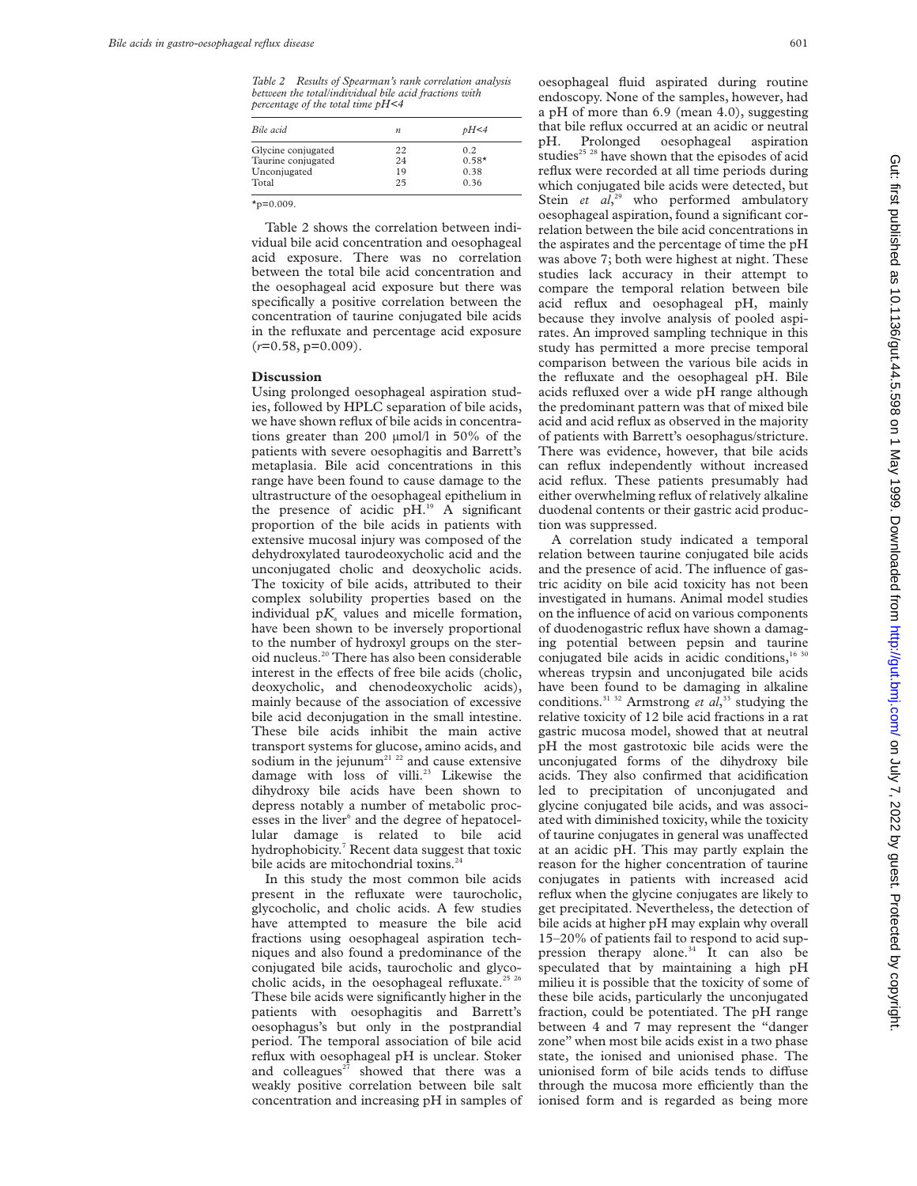*Table 2 Results of Spearman's rank correlation analysis between the total/individual bile acid fractions with percentage of the total time pH<4*

| Bile acid | n | pH<4 |
|---|---|---|
| Glycine conjugated | 22 | 0.2 |
| Taurine conjugated | 24 | 0.58* |
| Unconjugated | 19 | 0.38 |
| Total | 25 | 0.36 |

*p=0.009.

Table 2 shows the correlation between individual bile acid concentration and oesophageal acid exposure. There was no correlation between the total bile acid concentration and the oesophageal acid exposure but there was specifically a positive correlation between the concentration of taurine conjugated bile acids in the refluxate and percentage acid exposure ($r$=0.58, p=0.009).

## Discussion

Using prolonged oesophageal aspiration studies, followed by HPLC separation of bile acids, we have shown reflux of bile acids in concentrations greater than 200 µmol/l in 50% of the patients with severe oesophagitis and Barrett's metaplasia. Bile acid concentrations in this range have been found to cause damage to the ultrastructure of the oesophageal epithelium in the presence of acidic pH.[19] A significant proportion of the bile acids in patients with extensive mucosal injury was composed of the dehydroxylated taurodeoxycholic acid and the unconjugated cholic and deoxycholic acids. The toxicity of bile acids, attributed to their complex solubility properties based on the individual $pK_a$ values and micelle formation, have been shown to be inversely proportional to the number of hydroxyl groups on the steroid nucleus.[20] There has also been considerable interest in the effects of free bile acids (cholic, deoxycholic, and chenodeoxycholic acids), mainly because of the association of excessive bile acid deconjugation in the small intestine. These bile acids inhibit the main active transport systems for glucose, amino acids, and sodium in the jejunum[21,22] and cause extensive damage with loss of villi.[23] Likewise the dihydroxy bile acids have been shown to depress notably a number of metabolic processes in the liver[6] and the degree of hepatocellular damage is related to bile acid hydrophobicity.[7] Recent data suggest that toxic bile acids are mitochondrial toxins.[24]

In this study the most common bile acids present in the refluxate were taurocholic, glycocholic, and cholic acids. A few studies have attempted to measure the bile acid fractions using oesophageal aspiration techniques and also found a predominance of the conjugated bile acids, taurocholic and glycocholic acids, in the oesophageal refluxate.[25,26] These bile acids were significantly higher in the patients with oesophagitis and Barrett's oesophagus's but only in the postprandial period. The temporal association of bile acid reflux with oesophageal pH is unclear. Stoker and colleagues[27] showed that there was a weakly positive correlation between bile salt concentration and increasing pH in samples of oesophageal fluid aspirated during routine endoscopy. None of the samples, however, had a pH of more than 6.9 (mean 4.0), suggesting that bile reflux occurred at an acidic or neutral pH. Prolonged oesophageal aspiration studies[25,28] have shown that the episodes of acid reflux were recorded at all time periods during which conjugated bile acids were detected, but Stein *et al*,[29] who performed ambulatory oesophageal aspiration, found a significant correlation between the bile acid concentrations in the aspirates and the percentage of time the pH was above 7; both were highest at night. These studies lack accuracy in their attempt to compare the temporal relation between bile acid reflux and oesophageal pH, mainly because they involve analysis of pooled aspirates. An improved sampling technique in this study has permitted a more precise temporal comparison between the various bile acids in the refluxate and the oesophageal pH. Bile acids refluxed over a wide pH range although the predominant pattern was that of mixed bile acid and acid reflux as observed in the majority of patients with Barrett's oesophagus/stricture. There was evidence, however, that bile acids can reflux independently without increased acid reflux. These patients presumably had either overwhelming reflux of relatively alkaline duodenal contents or their gastric acid production was suppressed.

A correlation study indicated a temporal relation between taurine conjugated bile acids and the presence of acid. The influence of gastric acidity on bile acid toxicity has not been investigated in humans. Animal model studies on the influence of acid on various components of duodenogastric reflux have shown a damaging potential between pepsin and taurine conjugated bile acids in acidic conditions,[16,30] whereas trypsin and unconjugated bile acids have been found to be damaging in alkaline conditions.[31,32] Armstrong *et al*,[33] studying the relative toxicity of 12 bile acid fractions in a rat gastric mucosa model, showed that at neutral pH the most gastrotoxic bile acids were the unconjugated forms of the dihydroxy bile acids. They also confirmed that acidification led to precipitation of unconjugated and glycine conjugated bile acids, and was associated with diminished toxicity, while the toxicity of taurine conjugates in general was unaffected at an acidic pH. This may partly explain the reason for the higher concentration of taurine conjugates in patients with increased acid reflux when the glycine conjugates are likely to get precipitated. Nevertheless, the detection of bile acids at higher pH may explain why overall 15–20% of patients fail to respond to acid suppression therapy alone.[34] It can also be speculated that by maintaining a high pH milieu it is possible that the toxicity of some of these bile acids, particularly the unconjugated fraction, could be potentiated. The pH range between 4 and 7 may represent the "danger zone" when most bile acids exist in a two phase state, the ionised and unionised phase. The unionised form of bile acids tends to diffuse through the mucosa more efficiently than the ionised form and is regarded as being more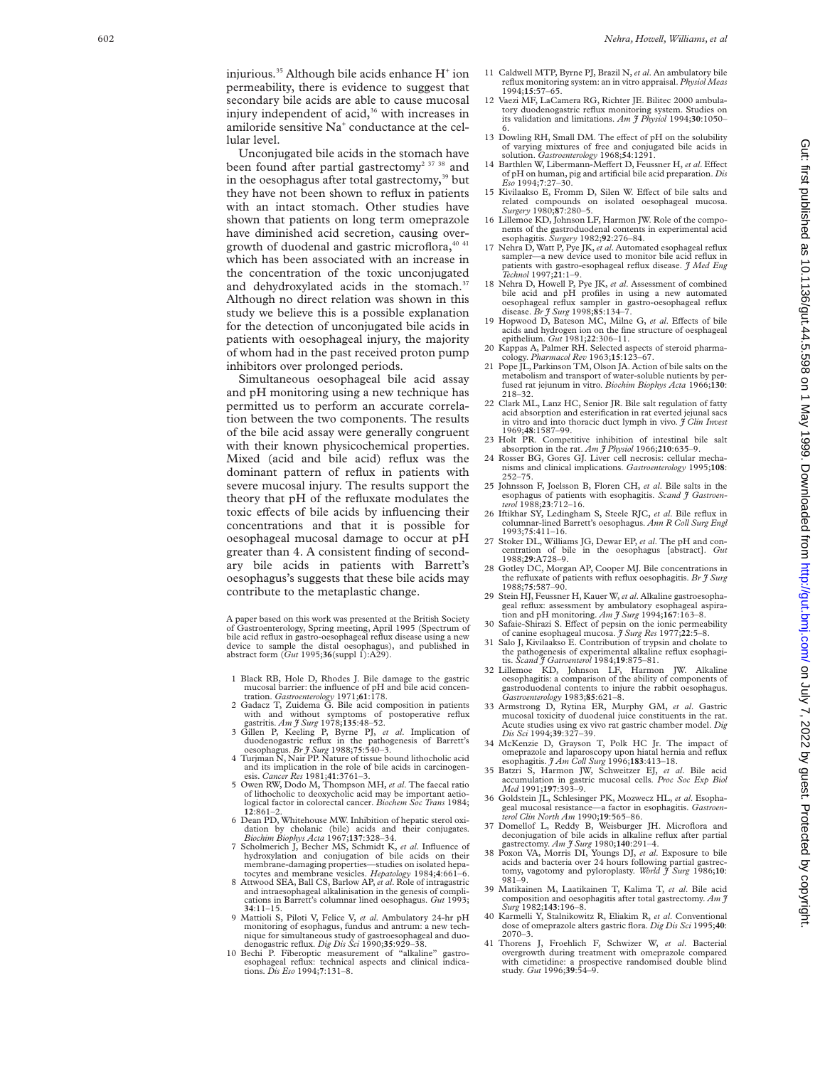injurious.[35] Although bile acids enhance $H^+$ ion permeability, there is evidence to suggest that secondary bile acids are able to cause mucosal injury independent of acid,[36] with increases in amiloride sensitive $Na^+$ conductance at the cellular level.

Unconjugated bile acids in the stomach have been found after partial gastrectomy[2 37 38] and in the oesophagus after total gastrectomy,[39] but they have not been shown to reflux in patients with an intact stomach. Other studies have shown that patients on long term omeprazole have diminished acid secretion, causing overgrowth of duodenal and gastric microflora,[40 41] which has been associated with an increase in the concentration of the toxic unconjugated and dehydroxylated acids in the stomach.[37] Although no direct relation was shown in this study we believe this is a possible explanation for the detection of unconjugated bile acids in patients with oesophageal injury, the majority of whom had in the past received proton pump inhibitors over prolonged periods.

Simultaneous oesophageal bile acid assay and pH monitoring using a new technique has permitted us to perform an accurate correlation between the two components. The results of the bile acid assay were generally congruent with their known physicochemical properties. Mixed (acid and bile acid) reflux was the dominant pattern of reflux in patients with severe mucosal injury. The results support the theory that pH of the refluxate modulates the toxic effects of bile acids by influencing their concentrations and that it is possible for oesophageal mucosal damage to occur at pH greater than 4. A consistent finding of secondary bile acids in patients with Barrett's oesophagus's suggests that these bile acids may contribute to the metaplastic change.

A paper based on this work was presented at the British Society of Gastroenterology, Spring meeting, April 1995 (Spectrum of bile acid reflux in gastro-oesophageal reflux disease using a new device to sample the distal oesophagus), and published in abstract form (*Gut* 1995;**36**(suppl 1):A29).

1. Black RB, Hole D, Rhodes J. Bile damage to the gastric mucosal barrier: the influence of pH and bile acid concentration. *Gastroenterology* 1971;**61**:178.
2. Gadacz T, Zuidema G. Bile acid composition in patients with and without symptoms of postoperative reflux gastritis. *Am J Surg* 1978;**135**:48–52.
3. Gillen P, Keeling P, Byrne PJ, *et al*. Implication of duodenogastric reflux in the pathogenesis of Barrett's oesophagus. *Br J Surg* 1988;**75**:540–3.
4. Turjman N, Nair PP. Nature of tissue bound lithocholic acid and its implication in the role of bile acids in carcinogenesis. *Cancer Res* 1981;**41**:3761–3.
5. Owen RW, Dodo M, Thompson MH, *et al*. The faecal ratio of lithocholic to deoxycholic acid may be important aetiological factor in colorectal cancer. *Biochem Soc Trans* 1984; **12**:861–2.
6. Dean PD, Whitehouse MW. Inhibition of hepatic sterol oxidation by cholanic (bile) acids and their conjugates. *Biochim Biophys Acta* 1967;**137**:328–34.
7. Scholmerich J, Becher MS, Schmidt K, *et al*. Influence of hydroxylation and conjugation of bile acids on their membrane-damaging properties—studies on isolated hepatocytes and membrane vesicles. *Hepatology* 1984;**4**:661–6.
8. Attwood SEA, Ball CS, Barlow AP, *et al*. Role of intragastric and intraesophageal alkalinisation in the genesis of complications in Barrett's columnar lined oesophagus. *Gut* 1993; **34**:11–15.
9. Mattioli S, Piloti V, Felice V, *et al*. Ambulatory 24-hr pH monitoring of esophagus, fundus and antrum: a new technique for simultaneous study of gastroesophageal and duodenogastric reflux. *Dig Dis Sci* 1990;**35**:929–38.
10. Bechi P. Fiberoptic measurement of "alkaline" gastroesophageal reflux: technical aspects and clinical indications. *Dis Eso* 1994;**7**:131–8.
11. Caldwell MTP, Byrne PJ, Brazil N, *et al*. An ambulatory bile reflux monitoring system: an in vitro appraisal. *Physiol Meas* 1994;**15**:57–65.
12. Vaezi MF, LaCamera RG, Richter JE. Bilitec 2000 ambulatory duodenogastric reflux monitoring system. Studies on its validation and limitations. *Am J Physiol* 1994;**30**:1050–6.
13. Dowling RH, Small DM. The effect of pH on the solubility of varying mixtures of free and conjugated bile acids in solution. *Gastroenterology* 1968;**54**:1291.
14. Barthlen W, Libermann-Meffert D, Feussner H, *et al*. Effect of pH on human, pig and artificial bile acid preparation. *Dis Eso* 1994;**7**:27–30.
15. Kivilaakso E, Fromm D, Silen W. Effect of bile salts and related compounds on isolated oesophageal mucosa. *Surgery* 1980;**87**:280–5.
16. Lillemoe KD, Johnson LF, Harmon JW. Role of the components of the gastroduodenal contents in experimental acid esophagitis. *Surgery* 1982;**92**:276–84.
17. Nehra D, Watt P, Pye JK, *et al*. Automated oesophageal reflux sampler—a new device used to monitor bile acid reflux in patients with gastro-esophageal reflux disease. *J Med Eng Technol* 1997;**21**:1–9.
18. Nehra D, Howell P, Pye JK, *et al*. Assessment of combined bile acid and pH profiles in using a new automated oesophageal reflux sampler in gastro-oesophageal reflux disease. *Br J Surg* 1998;**85**:134–7.
19. Hopwood D, Bateson MC, Milne G, *et al*. Effects of bile acids and hydrogen ion on the fine structure of oesphageal epithelium. *Gut* 1981;**22**:306–11.
20. Kappas A, Palmer RH. Selected aspects of steroid pharmacology. *Pharmacol Rev* 1963;**15**:123–67.
21. Pope JL, Parkinson TM, Olson JA. Action of bile salts on the metabolism and transport of water-soluble nutients by perfused rat jejunum in vitro. *Biochim Biophys Acta* 1966;**130**: 218–32.
22. Clark ML, Lanz HC, Senior JR. Bile salt regulation of fatty acid absorption and esterification in rat everted jejunal sacs in vitro and into thoracic duct lymph in vivo. *J Clin Invest* 1969;**48**:1587–99.
23. Holt PR. Competitive inhibition of intestinal bile salt absorption in the rat. *Am J Physiol* 1966;**210**:635–9.
24. Rosser BG, Gores GJ. Liver cell necrosis: cellular mechanisms and clinical implications. *Gastroenterology* 1995;**108**: 252–75.
25. Johnsson F, Joelsson B, Floren CH, *et al*. Bile salts in the esophagus of patients with esophagitis. *Scand J Gastroenterol* 1988;**23**:712–16.
26. Iftikhar SY, Ledingham S, Steele RJC, *et al*. Bile reflux in columnar-lined Barrett's oesophagus. *Ann R Coll Surg Engl* 1993;**75**:411–16.
27. Stoker DL, Williams JG, Dewar EP, *et al*. The pH and concentration of bile in the oesophagus [abstract]. *Gut* 1988;**29**:A728–9.
28. Gotley DC, Morgan AP, Cooper MJ. Bile concentrations in the refluxate of patients with reflux oesophagitis. *Br J Surg* 1988;**75**:587–90.
29. Stein HJ, Feussner H, Kauer W, *et al*. Alkaline gastroesophageal reflux: assessment by ambulatory esophageal aspiration and pH monitoring. *Am J Surg* 1994;**167**:163–8.
30. Safaie-Shirazi S. Effect of pepsin on the ionic permeability of canine esophageal mucosa. *J Surg Res* 1977;**22**:5–8.
31. Salo J, Kivilaakso E. Contribution of trypsin and cholate to the pathogenesis of experimental alkaline reflux esophagitis. *Scand J Gatroenterol* 1984;**19**:875–81.
32. Lillemoe KD, Johnson LF, Harmon JW. Alkaline oesophagitis: a comparison of the ability of components of gastroduodenal contents to injure the rabbit oesophagus. *Gastroenterology* 1983;**85**:621–8.
33. Armstrong D, Rytina ER, Murphy GM, *et al*. Gastric mucosal toxicity of duodenal juice constituents in the rat. Acute studies using ex vivo rat gastric chamber model. *Dig Dis Sci* 1994;**39**:327–39.
34. McKenzie D, Grayson T, Polk HC Jr. The impact of omeprazole and laparoscopy upon hiatal hernia and reflux esophagitis. *J Am Coll Surg* 1996;**183**:413–18.
35. Batzri S, Harmon JW, Schweitzer EJ, *et al*. Bile acid accumulation in gastric mucosal cells. *Proc Soc Exp Biol Med* 1991;**197**:393–9.
36. Goldstein JL, Schlesinger PK, Mozwecz HL, *et al*. Esophageal mucosal resistance—a factor in esophagitis. *Gastroenterol Clin North Am* 1990;**19**:565–86.
37. Domellof L, Reddy B, Weisburger JH. Microflora and deconjugation of bile acids in alkaline reflux after partial gastrectomy. *Am J Surg* 1980;**140**:291–4.
38. Poxon VA, Morris DI, Youngs DJ, *et al*. Exposure to bile acids and bacteria over 24 hours following partial gastrectomy, vagotomy and pyloroplasty. *World J Surg* 1986;**10**: 981–9.
39. Matikainen M, Laatikainen T, Kalima T, *et al*. Bile acid composition and oesophagitis after total gastrectomy. *Am J Surg* 1982;**143**:196–8.
40. Karmelli Y, Stalnikowitz R, Eliakim R, *et al*. Conventional dose of omeprazole alters gastric flora. *Dig Dis Sci* 1995;**40**: 2070–3.
41. Thorens J, Froehlich F, Schwizer W, *et al*. Bacterial overgrowth during treatment with omeprazole compared with cimetidine: a prospective randomised double blind study. *Gut* 1996;**39**:54–9.